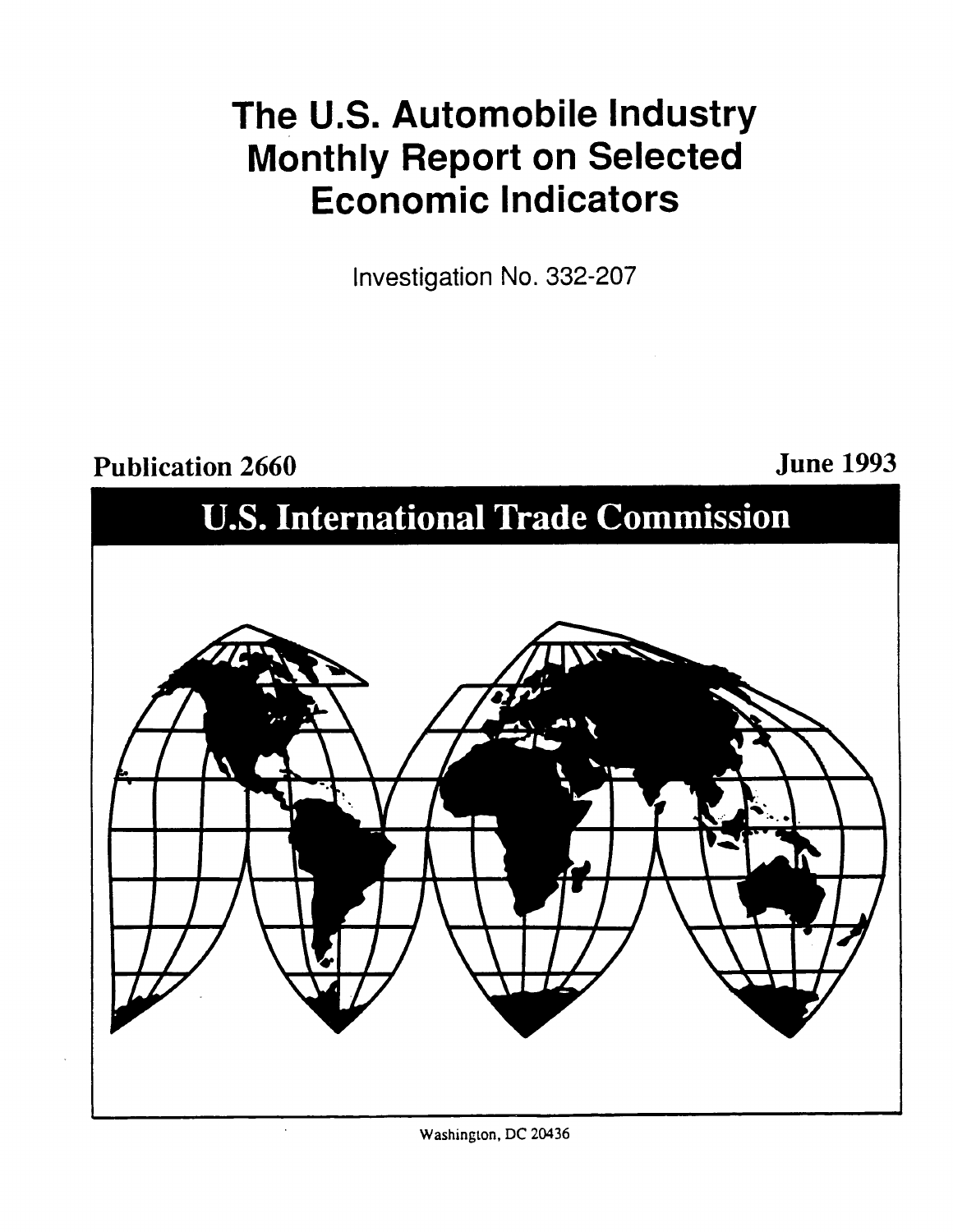# The U.S. Automobile Industry Monthly Report on Selected Economic Indicators

Investigation No. 332-207

**Publication 2660** **June 1993**

## U.S. International Trade Commission

Washington, DC 20436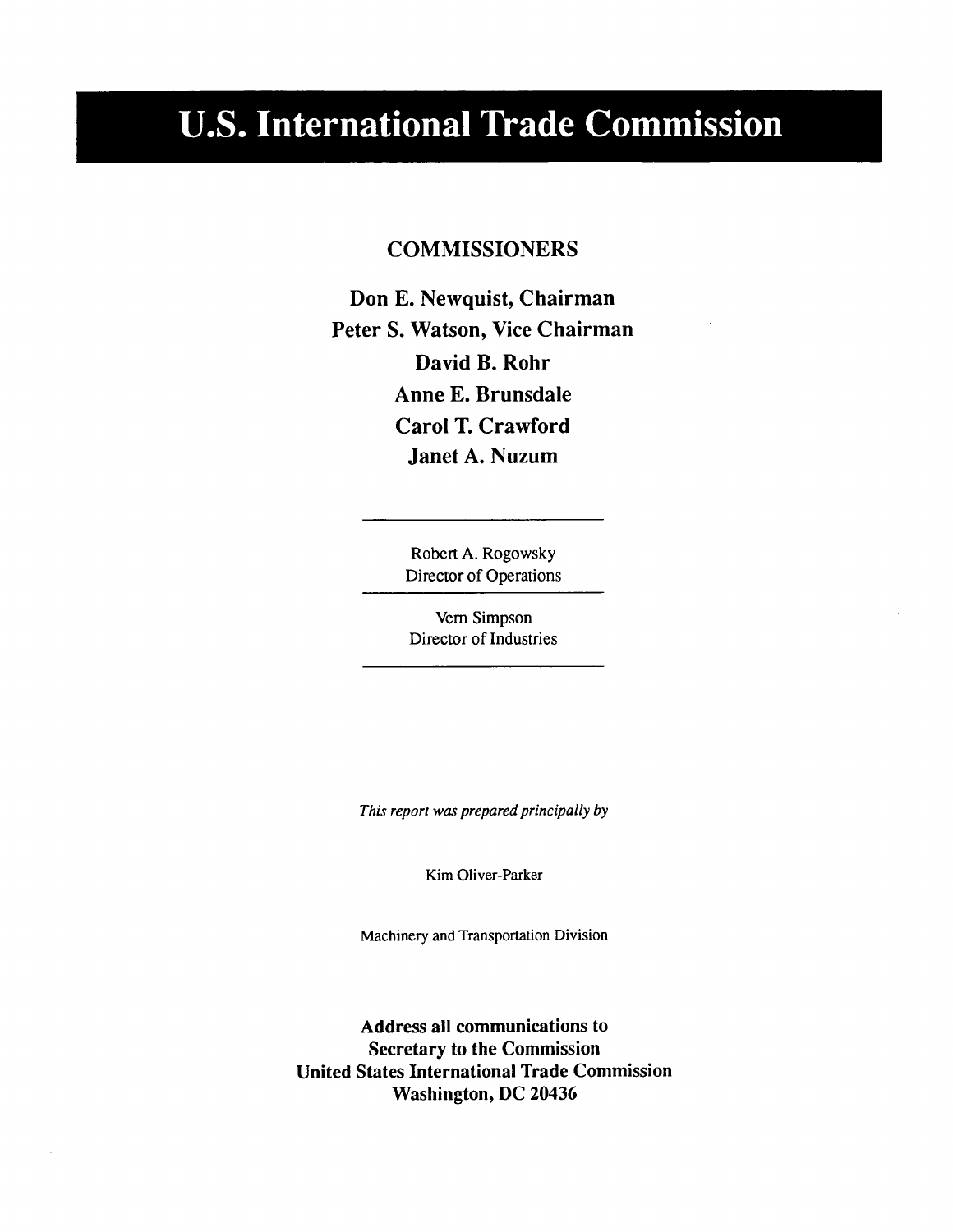# U.S. International Trade Commission

## COMMISSIONERS

**Don E. Newquist, Chairman**
**Peter S. Watson, Vice Chairman**
**David B. Rohr**
**Anne E. Brunsdale**
**Carol T. Crawford**
**Janet A. Nuzum**

---

Robert A. Rogowsky
Director of Operations

---

Vern Simpson
Director of Industries

---

*This report was prepared principally by*

Kim Oliver-Parker

Machinery and Transportation Division

**Address all communications to**
**Secretary to the Commission**
**United States International Trade Commission**
**Washington, DC 20436**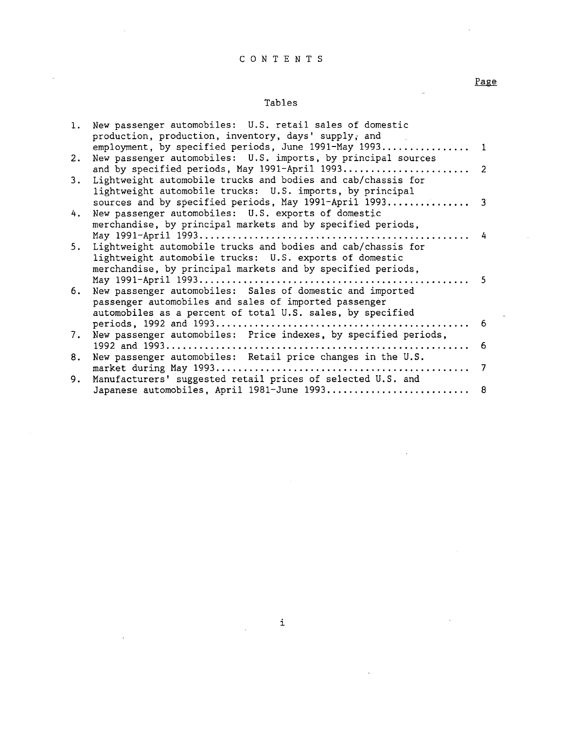# CONTENTS

Page

## Tables

1. New passenger automobiles: U.S. retail sales of domestic production, production, inventory, days' supply, and employment, by specified periods, June 1991-May 1993 ............... 1
2. New passenger automobiles: U.S. imports, by principal sources and by specified periods, May 1991-April 1993 ....................... 2
3. Lightweight automobile trucks and bodies and cab/chassis for lightweight automobile trucks: U.S. imports, by principal sources and by specified periods, May 1991-April 1993 ............... 3
4. New passenger automobiles: U.S. exports of domestic merchandise, by principal markets and by specified periods, May 1991-April 1993 ................................................. 4
5. Lightweight automobile trucks and bodies and cab/chassis for lightweight automobile trucks: U.S. exports of domestic merchandise, by principal markets and by specified periods, May 1991-April 1993 ................................................. 5
6. New passenger automobiles: Sales of domestic and imported passenger automobiles and sales of imported passenger automobiles as a percent of total U.S. sales, by specified periods, 1992 and 1993 ............................................. 6
7. New passenger automobiles: Price indexes, by specified periods, 1992 and 1993 ...................................................... 6
8. New passenger automobiles: Retail price changes in the U.S. market during May 1993 ............................................. 7
9. Manufacturers' suggested retail prices of selected U.S. and Japanese automobiles, April 1981-June 1993 .......................... 8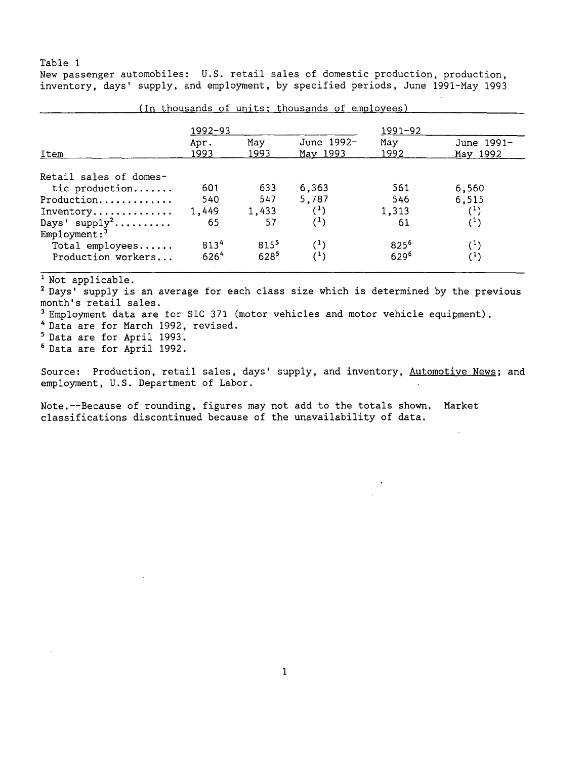Table 1

New passenger automobiles: U.S. retail sales of domestic production, production, inventory, days' supply, and employment, by specified periods, June 1991-May 1993

(In thousands of units; thousands of employees)

| Item | 1992-93 | | | 1991-92 | |
|---|---|---|---|---|---|
| | Apr. 1993 | May 1993 | June 1992-May 1993 | May 1992 | June 1991-May 1992 |
| Retail sales of domestic production....... | 601 | 633 | 6,363 | 561 | 6,560 |
| Production............ | 540 | 547 | 5,787 | 546 | 6,515 |
| Inventory............. | 1,449 | 1,433 | (1) | 1,313 | (1) |
| Days' supply[2].......... | 65 | 57 | (1) | 61 | (1) |
| Employment:[3] | | | | | |
| Total employees...... | 813[4] | 815[5] | (1) | 825[6] | (1) |
| Production workers... | 626[4] | 628[5] | (1) | 629[6] | (1) |

[1] Not applicable.

[2] Days' supply is an average for each class size which is determined by the previous month's retail sales.

[3] Employment data are for SIC 371 (motor vehicles and motor vehicle equipment).

[4] Data are for March 1992, revised.

[5] Data are for April 1993.

[6] Data are for April 1992.

Source: Production, retail sales, days' supply, and inventory, Automotive News; and employment, U.S. Department of Labor.

Note.--Because of rounding, figures may not add to the totals shown. Market classifications discontinued because of the unavailability of data.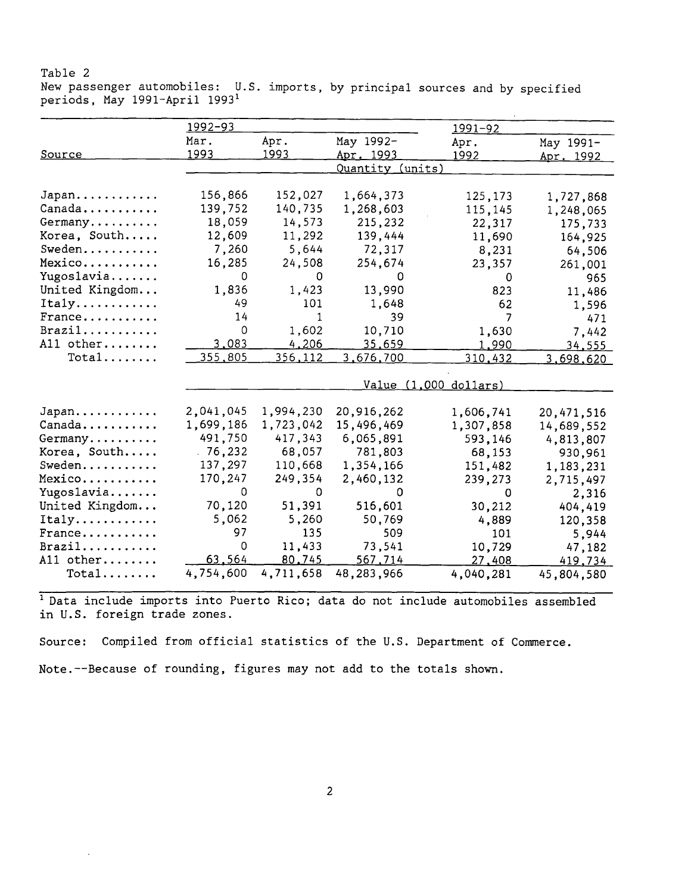Table 2
New passenger automobiles: U.S. imports, by principal sources and by specified periods, May 1991-April 1993[1]

| Source | 1992-93 | | | 1991-92 | |
|---|---|---|---|---|---|
| | Mar. 1993 | Apr. 1993 | May 1992-Apr. 1993 | Apr. 1992 | May 1991-Apr. 1992 |
| | Quantity (units) | | | | |
| Japan | 156,866 | 152,027 | 1,664,373 | 125,173 | 1,727,868 |
| Canada | 139,752 | 140,735 | 1,268,603 | 115,145 | 1,248,065 |
| Germany | 18,059 | 14,573 | 215,232 | 22,317 | 175,733 |
| Korea, South | 12,609 | 11,292 | 139,444 | 11,690 | 164,925 |
| Sweden | 7,260 | 5,644 | 72,317 | 8,231 | 64,506 |
| Mexico | 16,285 | 24,508 | 254,674 | 23,357 | 261,001 |
| Yugoslavia | 0 | 0 | 0 | 0 | 965 |
| United Kingdom | 1,836 | 1,423 | 13,990 | 823 | 11,486 |
| Italy | 49 | 101 | 1,648 | 62 | 1,596 |
| France | 14 | 1 | 39 | 7 | 471 |
| Brazil | 0 | 1,602 | 10,710 | 1,630 | 7,442 |
| All other | 3,083 | 4,206 | 35,659 | 1,990 | 34,555 |
| Total | 355,805 | 356,112 | 3,676,700 | 310,432 | 3,698,620 |
| | Value (1,000 dollars) | | | | |
| Japan | 2,041,045 | 1,994,230 | 20,916,262 | 1,606,741 | 20,471,516 |
| Canada | 1,699,186 | 1,723,042 | 15,496,469 | 1,307,858 | 14,689,552 |
| Germany | 491,750 | 417,343 | 6,065,891 | 593,146 | 4,813,807 |
| Korea, South | 76,232 | 68,057 | 781,803 | 68,153 | 930,961 |
| Sweden | 137,297 | 110,668 | 1,354,166 | 151,482 | 1,183,231 |
| Mexico | 170,247 | 249,354 | 2,460,132 | 239,273 | 2,715,497 |
| Yugoslavia | 0 | 0 | 0 | 0 | 2,316 |
| United Kingdom | 70,120 | 51,391 | 516,601 | 30,212 | 404,419 |
| Italy | 5,062 | 5,260 | 50,769 | 4,889 | 120,358 |
| France | 97 | 135 | 509 | 101 | 5,944 |
| Brazil | 0 | 11,433 | 73,541 | 10,729 | 47,182 |
| All other | 63,564 | 80,745 | 567,714 | 27,408 | 419,734 |
| Total | 4,754,600 | 4,711,658 | 48,283,966 | 4,040,281 | 45,804,580 |

[1] Data include imports into Puerto Rico; data do not include automobiles assembled in U.S. foreign trade zones.

Source: Compiled from official statistics of the U.S. Department of Commerce.

Note.--Because of rounding, figures may not add to the totals shown.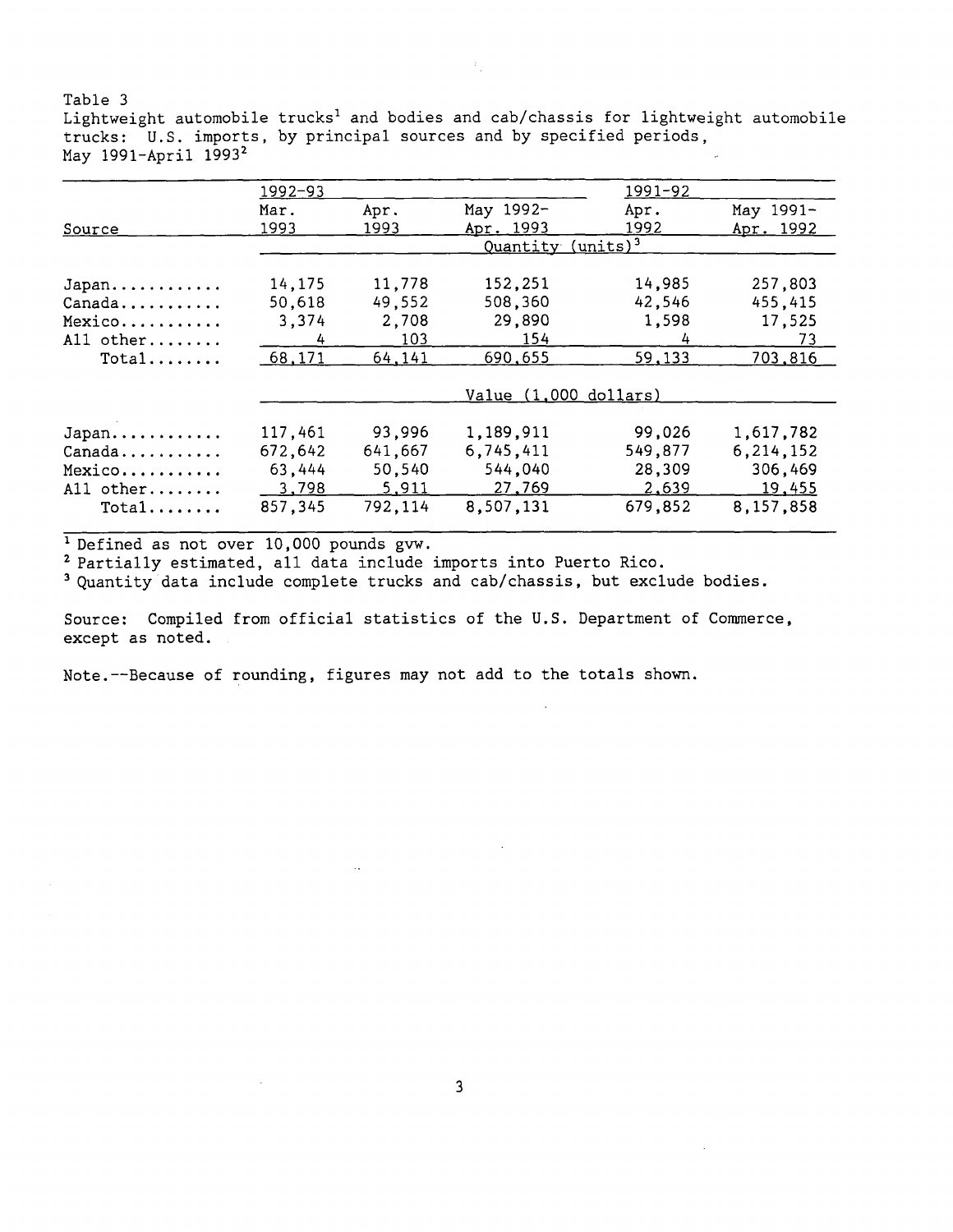Table 3
Lightweight automobile trucks[1] and bodies and cab/chassis for lightweight automobile trucks: U.S. imports, by principal sources and by specified periods, May 1991-April 1993[2]

| Source | 1992-93 Mar. 1993 | Apr. 1993 | May 1992-Apr. 1993 | 1991-92 Apr. 1992 | May 1991-Apr. 1992 |
|---|---|---|---|---|---|
| | Quantity (units)[3] | | | | |
| Japan | 14,175 | 11,778 | 152,251 | 14,985 | 257,803 |
| Canada | 50,618 | 49,552 | 508,360 | 42,546 | 455,415 |
| Mexico | 3,374 | 2,708 | 29,890 | 1,598 | 17,525 |
| All other | 4 | 103 | 154 | 4 | 73 |
| Total | 68,171 | 64,141 | 690,655 | 59,133 | 703,816 |
| | Value (1,000 dollars) | | | | |
| Japan | 117,461 | 93,996 | 1,189,911 | 99,026 | 1,617,782 |
| Canada | 672,642 | 641,667 | 6,745,411 | 549,877 | 6,214,152 |
| Mexico | 63,444 | 50,540 | 544,040 | 28,309 | 306,469 |
| All other | 3,798 | 5,911 | 27,769 | 2,639 | 19,455 |
| Total | 857,345 | 792,114 | 8,507,131 | 679,852 | 8,157,858 |

[1] Defined as not over 10,000 pounds gvw.
[2] Partially estimated, all data include imports into Puerto Rico.
[3] Quantity data include complete trucks and cab/chassis, but exclude bodies.

Source: Compiled from official statistics of the U.S. Department of Commerce, except as noted.

Note.--Because of rounding, figures may not add to the totals shown.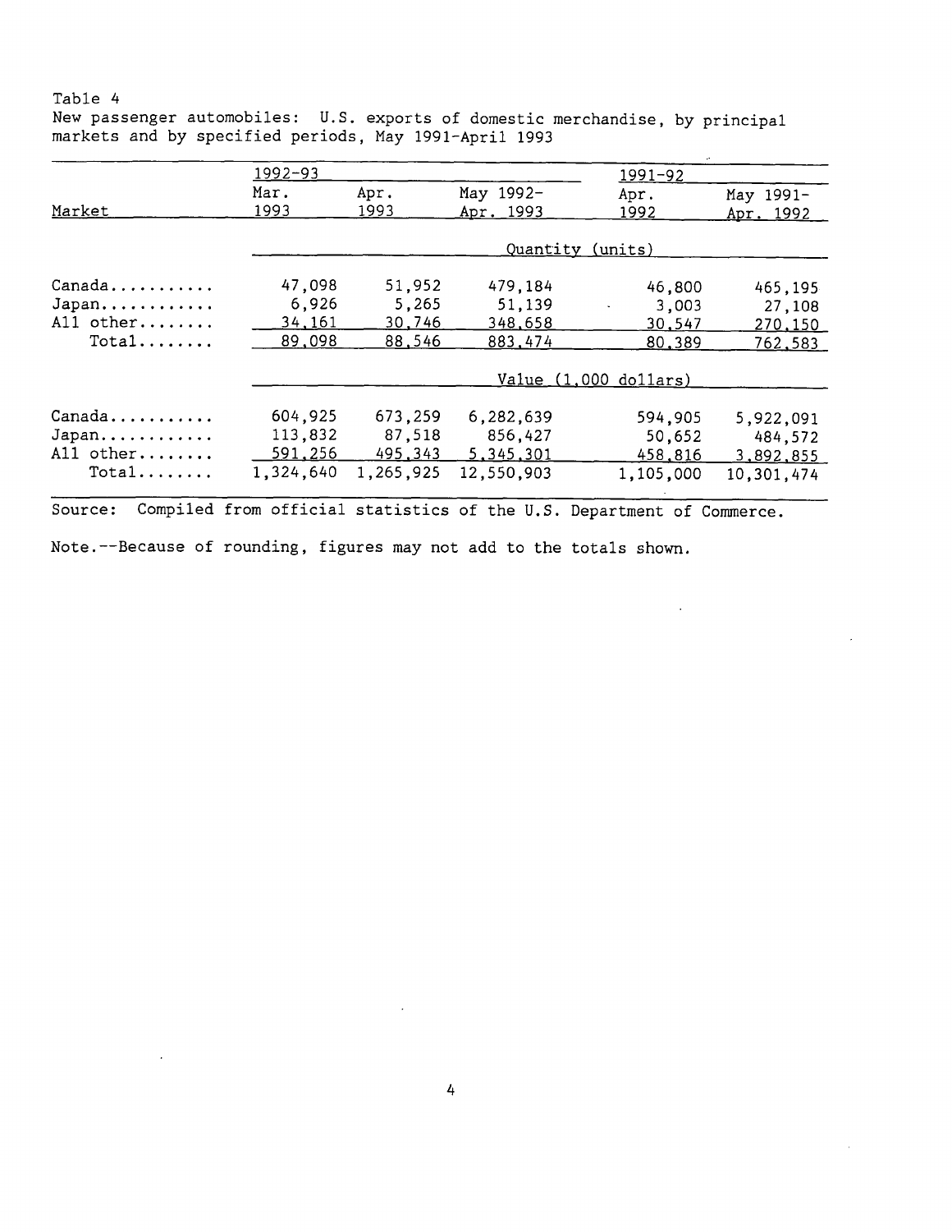Table 4
New passenger automobiles: U.S. exports of domestic merchandise, by principal markets and by specified periods, May 1991-April 1993

| Market | 1992-93 | | | 1991-92 | |
|---|---|---|---|---|---|
| | Mar. 1993 | Apr. 1993 | May 1992-Apr. 1993 | Apr. 1992 | May 1991-Apr. 1992 |
| | Quantity (units) | | | | |
| Canada | 47,098 | 51,952 | 479,184 | 46,800 | 465,195 |
| Japan | 6,926 | 5,265 | 51,139 | 3,003 | 27,108 |
| All other | 34,161 | 30,746 | 348,658 | 30,547 | 270,150 |
| Total | 89,098 | 88,546 | 883,474 | 80,389 | 762,583 |
| | Value (1,000 dollars) | | | | |
| Canada | 604,925 | 673,259 | 6,282,639 | 594,905 | 5,922,091 |
| Japan | 113,832 | 87,518 | 856,427 | 50,652 | 484,572 |
| All other | 591,256 | 495,343 | 5,345,301 | 458,816 | 3,892,855 |
| Total | 1,324,640 | 1,265,925 | 12,550,903 | 1,105,000 | 10,301,474 |

Source: Compiled from official statistics of the U.S. Department of Commerce.

Note.--Because of rounding, figures may not add to the totals shown.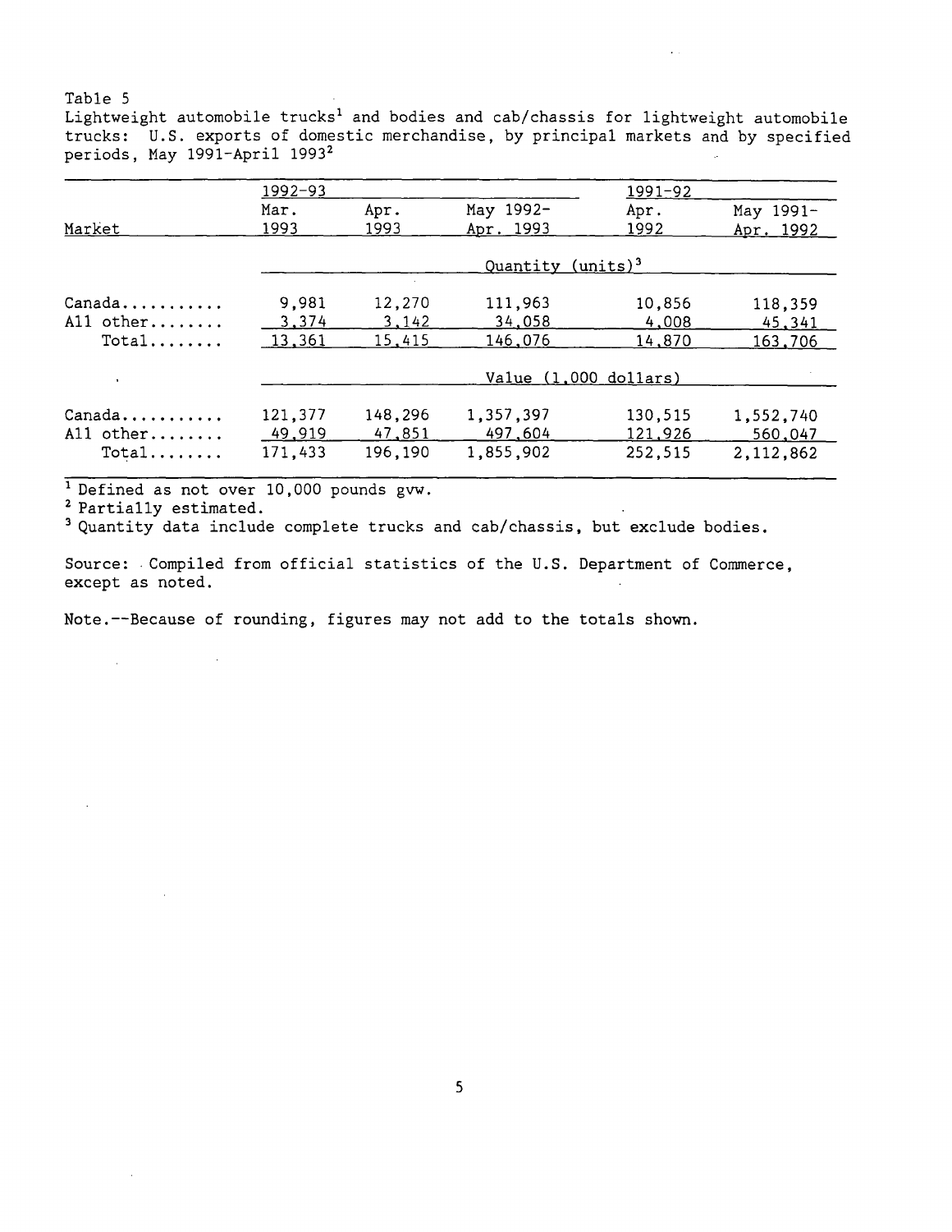Table 5

Lightweight automobile trucks[1] and bodies and cab/chassis for lightweight automobile trucks: U.S. exports of domestic merchandise, by principal markets and by specified periods, May 1991-April 1993[2]

| Market | 1992-93 Mar. 1993 | Apr. 1993 | May 1992-Apr. 1993 | 1991-92 Apr. 1992 | May 1991-Apr. 1992 |
|---|---|---|---|---|---|
| | Quantity (units)[3] | | | | |
| Canada | 9,981 | 12,270 | 111,963 | 10,856 | 118,359 |
| All other | 3,374 | 3,142 | 34,058 | 4,008 | 45,341 |
| Total | 13,361 | 15,415 | 146,076 | 14,870 | 163,706 |
| | Value (1,000 dollars) | | | | |
| Canada | 121,377 | 148,296 | 1,357,397 | 130,515 | 1,552,740 |
| All other | 49,919 | 47,851 | 497,604 | 121,926 | 560,047 |
| Total | 171,433 | 196,190 | 1,855,902 | 252,515 | 2,112,862 |

[1] Defined as not over 10,000 pounds gvw.

[2] Partially estimated.

[3] Quantity data include complete trucks and cab/chassis, but exclude bodies.

Source: Compiled from official statistics of the U.S. Department of Commerce, except as noted.

Note.--Because of rounding, figures may not add to the totals shown.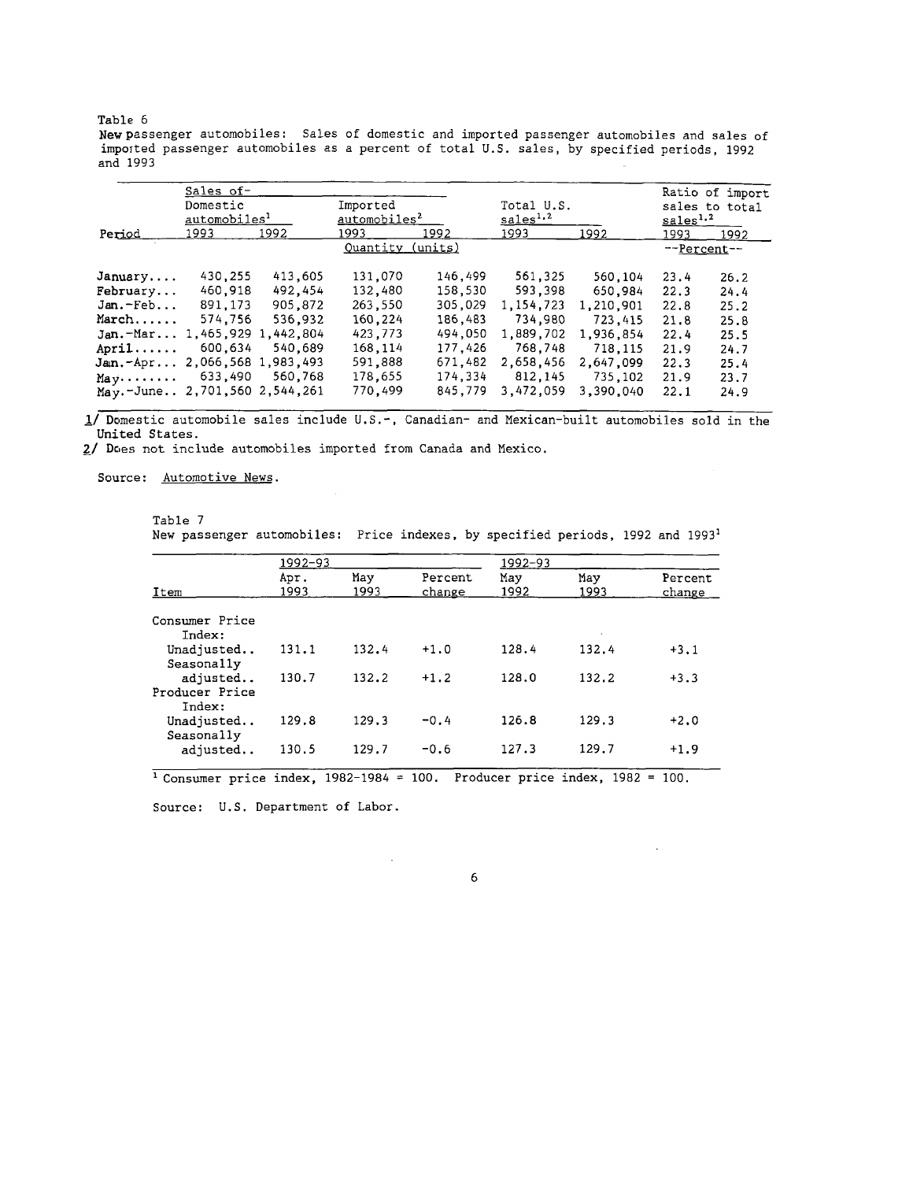Table 6

New passenger automobiles: Sales of domestic and imported passenger automobiles and sales of imported passenger automobiles as a percent of total U.S. sales, by specified periods, 1992 and 1993

| Period | Sales of- Domestic automobiles[1] | | Imported automobiles[2] | | Total U.S. sales[1,2] | | Ratio of import sales to total sales[1,2] | |
|---|---|---|---|---|---|---|---|---|
| | 1993 | 1992 | 1993 | 1992 | 1993 | 1992 | 1993 | 1992 |
| | Quantity (units) | | | | | | --Percent-- | |
| January.... | 430,255 | 413,605 | 131,070 | 146,499 | 561,325 | 560,104 | 23.4 | 26.2 |
| February... | 460,918 | 492,454 | 132,480 | 158,530 | 593,398 | 650,984 | 22.3 | 24.4 |
| Jan.-Feb... | 891,173 | 905,872 | 263,550 | 305,029 | 1,154,723 | 1,210,901 | 22.8 | 25.2 |
| March...... | 574,756 | 536,932 | 160,224 | 186,483 | 734,980 | 723,415 | 21.8 | 25.8 |
| Jan.-Mar... | 1,465,929 | 1,442,804 | 423,773 | 494,050 | 1,889,702 | 1,936,854 | 22.4 | 25.5 |
| April...... | 600,634 | 540,689 | 168,114 | 177,426 | 768,748 | 718,115 | 21.9 | 24.7 |
| Jan.-Apr... | 2,066,568 | 1,983,493 | 591,888 | 671,482 | 2,658,456 | 2,647,099 | 22.3 | 25.4 |
| May........ | 633,490 | 560,768 | 178,655 | 174,334 | 812,145 | 735,102 | 21.9 | 23.7 |
| May.-June.. | 2,701,560 | 2,544,261 | 770,499 | 845,779 | 3,472,059 | 3,390,040 | 22.1 | 24.9 |

1/ Domestic automobile sales include U.S.-, Canadian- and Mexican-built automobiles sold in the United States.

2/ Does not include automobiles imported from Canada and Mexico.

Source: Automotive News.

Table 7

New passenger automobiles: Price indexes, by specified periods, 1992 and 1993[1]

| Item | 1992-93 Apr. 1993 | May 1993 | Percent change | 1992-93 May 1992 | May 1993 | Percent change |
|---|---|---|---|---|---|---|
| Consumer Price Index: | | | | | | |
| Unadjusted.. | 131.1 | 132.4 | +1.0 | 128.4 | 132.4 | +3.1 |
| Seasonally adjusted.. | 130.7 | 132.2 | +1.2 | 128.0 | 132.2 | +3.3 |
| Producer Price Index: | | | | | | |
| Unadjusted.. | 129.8 | 129.3 | -0.4 | 126.8 | 129.3 | +2.0 |
| Seasonally adjusted.. | 130.5 | 129.7 | -0.6 | 127.3 | 129.7 | +1.9 |

[1] Consumer price index, 1982-1984 = 100. Producer price index, 1982 = 100.

Source: U.S. Department of Labor.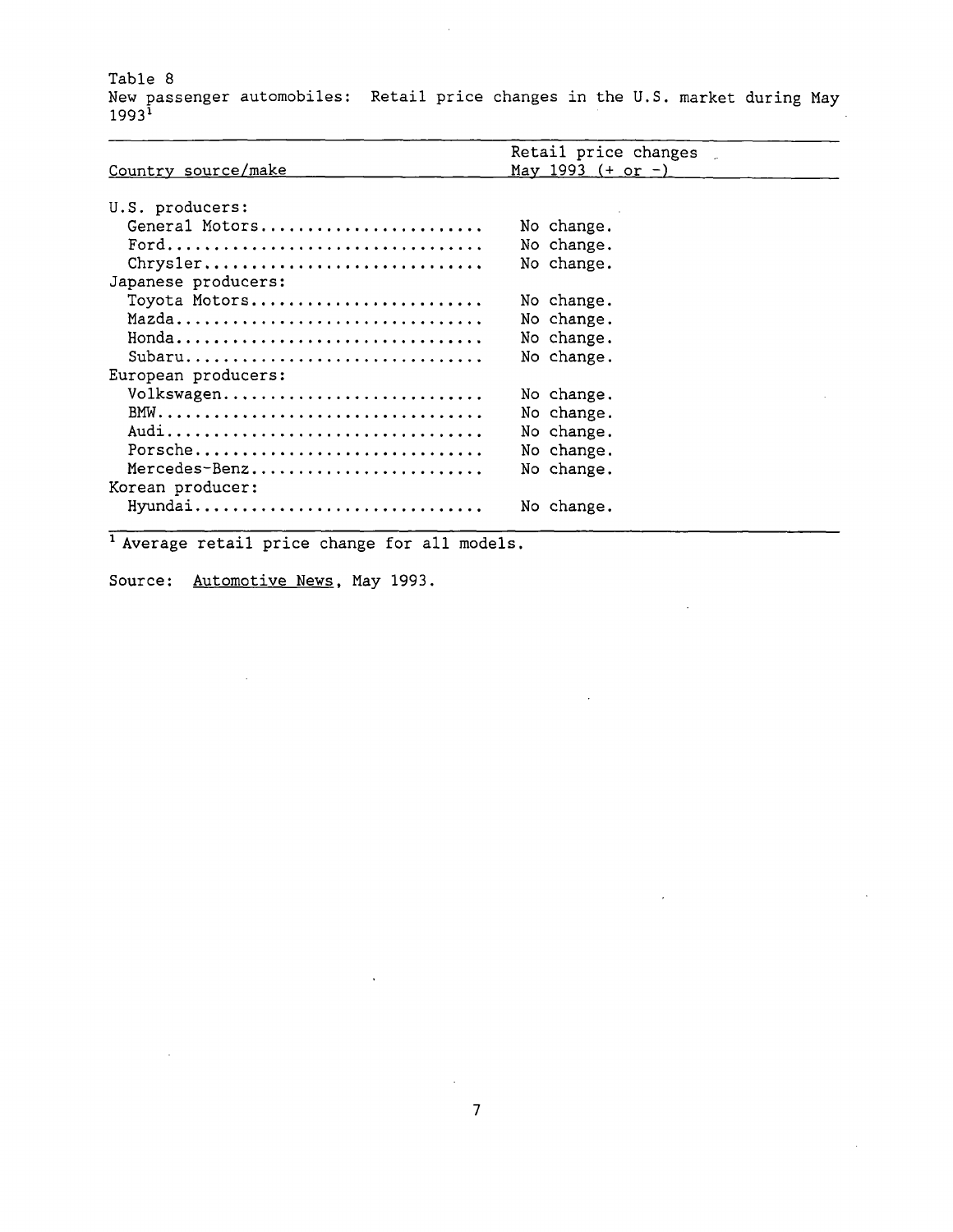Table 8
New passenger automobiles: Retail price changes in the U.S. market during May 1993[1]

| Country source/make | Retail price changes May 1993 (+ or -) |
|---|---|
| U.S. producers: | |
| General Motors | No change. |
| Ford | No change. |
| Chrysler | No change. |
| Japanese producers: | |
| Toyota Motors | No change. |
| Mazda | No change. |
| Honda | No change. |
| Subaru | No change. |
| European producers: | |
| Volkswagen | No change. |
| BMW | No change. |
| Audi | No change. |
| Porsche | No change. |
| Mercedes-Benz | No change. |
| Korean producer: | |
| Hyundai | No change. |

[1] Average retail price change for all models.

Source: Automotive News, May 1993.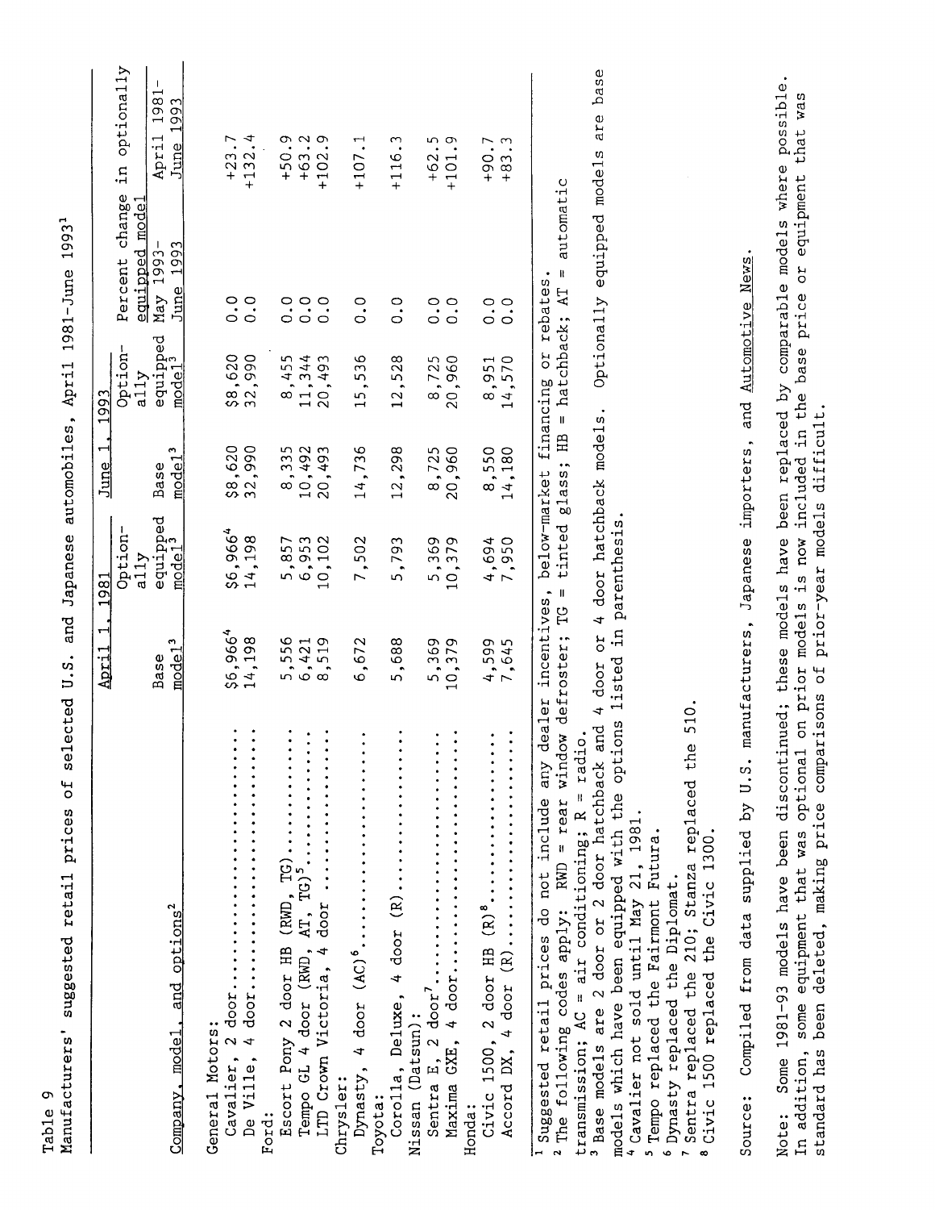Table 9

Manufacturers' suggested retail prices of selected U.S. and Japanese automobiles, April 1981-June 1993[1]

| Company, model, and options[2] | April 1, 1981 | | June 1, 1993 | | Percent change in optionally equipped model | |
|---|---|---|---|---|---|---|
| | Base model[3] | Optionally equipped model[3] | Base model[3] | Optionally equipped model[3] | May 1993-June 1993 | April 1981-June 1993 |
| General Motors: | | | | | | |
| Cavalier, 2 door | $6,966[4] | $6,966[4] | $8,620 | $8,620 | 0.0 | +23.7 |
| De Ville, 4 door | 14,198 | 14,198 | 32,990 | 32,990 | 0.0 | +132.4 |
| Ford: | | | | | | |
| Escort Pony 2 door HB (RWD, TG) | 5,556 | 5,857 | 8,335 | 8,455 | 0.0 | +50.9 |
| Tempo GL 4 door (RWD, AT, TG)[5] | 6,421 | 6,953 | 10,492 | 11,344 | 0.0 | +63.2 |
| LTD Crown Victoria, 4 door | 8,519 | 10,102 | 20,493 | 20,493 | 0.0 | +102.9 |
| Chrysler: | | | | | | |
| Dynasty, 4 door (AC)[6] | 6,672 | 7,502 | 14,736 | 15,536 | 0.0 | +107.1 |
| Toyota: | | | | | | |
| Corolla, Deluxe, 4 door (R) | 5,688 | 5,793 | 12,298 | 12,528 | 0.0 | +116.3 |
| Nissan (Datsun): | | | | | | |
| Sentra E, 2 door[7] | 5,369 | 5,369 | 8,725 | 8,725 | 0.0 | +62.5 |
| Maxima GXE, 4 door | 10,379 | 10,379 | 20,960 | 20,960 | 0.0 | +101.9 |
| Honda: | | | | | | |
| Civic 1500, 2 door HB (R)[8] | 4,599 | 4,694 | 8,550 | 8,951 | 0.0 | +90.7 |
| Accord DX, 4 door (R) | 7,645 | 7,950 | 14,180 | 14,570 | 0.0 | +83.3 |

[1] Suggested retail prices do not include any dealer incentives, below-market financing or rebates.
[2] The following codes apply: RWD = rear window defroster; TG = tinted glass; HB = hatchback; AT = automatic transmission; AC = air conditioning; R = radio.
[3] Base models are 2 door or 2 door hatchback and 4 door or 4 door hatchback models. Optionally equipped models are base models which have been equipped with the options listed in parenthesis.
[4] Cavalier not sold until May 21, 1981.
[5] Tempo replaced the Fairmont Futura.
[6] Dynasty replaced the Diplomat.
[7] Sentra replaced the 210; Stanza replaced the 510.
[8] Civic 1500 replaced the Civic 1300.

Source: Compiled from data supplied by U.S. manufacturers, Japanese importers, and Automotive News.

Note: Some 1981-93 models have been discontinued; these models have been replaced by comparable models where possible. In addition, some equipment that was optional on prior models is now included in the base price or equipment that was standard has been deleted, making price comparisons of prior-year models difficult.